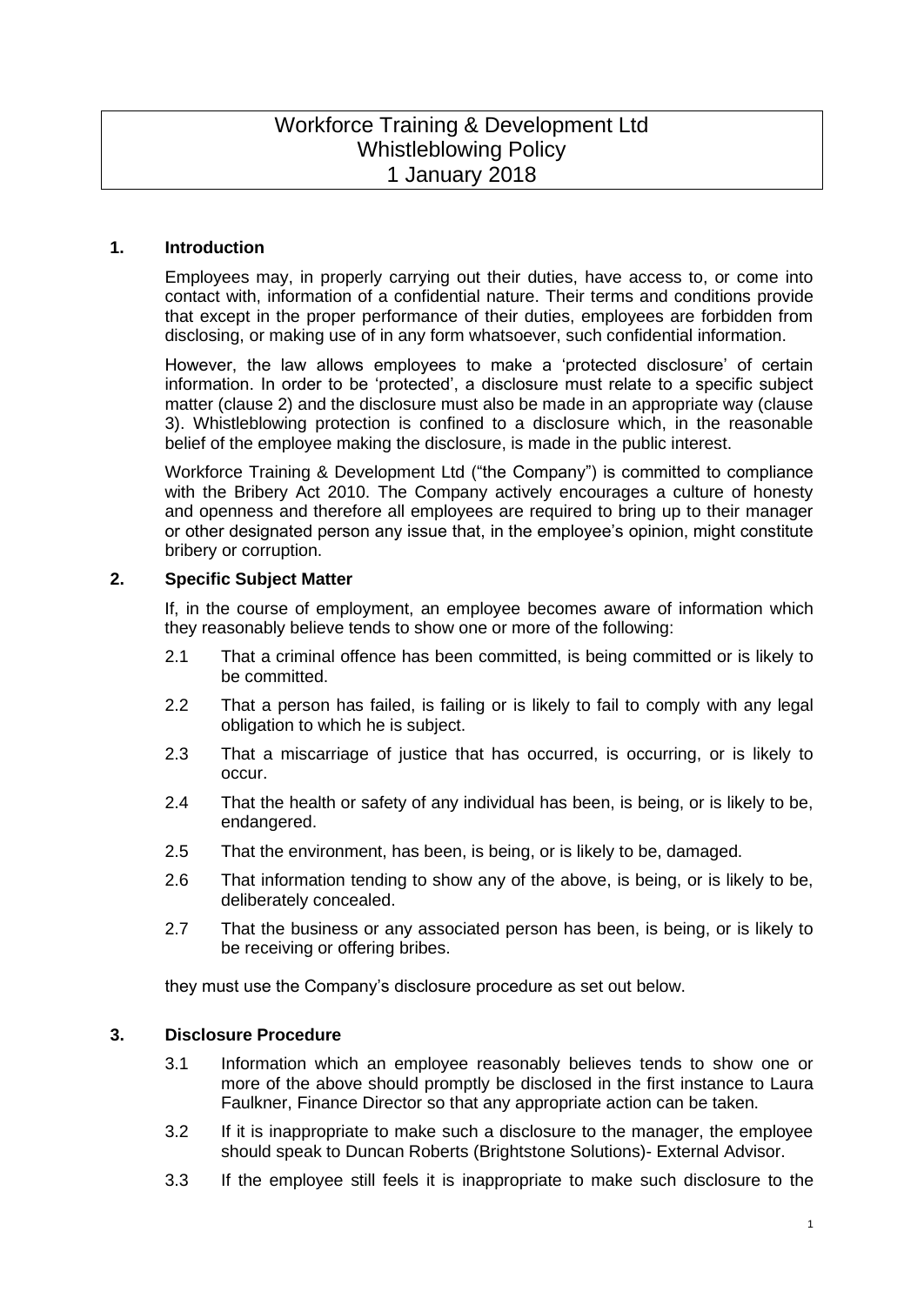# Workforce Training & Development Ltd
# Whistleblowing Policy
# 1 January 2018

## 1. Introduction

Employees may, in properly carrying out their duties, have access to, or come into contact with, information of a confidential nature. Their terms and conditions provide that except in the proper performance of their duties, employees are forbidden from disclosing, or making use of in any form whatsoever, such confidential information.

However, the law allows employees to make a 'protected disclosure' of certain information. In order to be 'protected', a disclosure must relate to a specific subject matter (clause 2) and the disclosure must also be made in an appropriate way (clause 3). Whistleblowing protection is confined to a disclosure which, in the reasonable belief of the employee making the disclosure, is made in the public interest.

Workforce Training & Development Ltd ("the Company") is committed to compliance with the Bribery Act 2010. The Company actively encourages a culture of honesty and openness and therefore all employees are required to bring up to their manager or other designated person any issue that, in the employee's opinion, might constitute bribery or corruption.

## 2. Specific Subject Matter

If, in the course of employment, an employee becomes aware of information which they reasonably believe tends to show one or more of the following:

2.1 That a criminal offence has been committed, is being committed or is likely to be committed.

2.2 That a person has failed, is failing or is likely to fail to comply with any legal obligation to which he is subject.

2.3 That a miscarriage of justice that has occurred, is occurring, or is likely to occur.

2.4 That the health or safety of any individual has been, is being, or is likely to be, endangered.

2.5 That the environment, has been, is being, or is likely to be, damaged.

2.6 That information tending to show any of the above, is being, or is likely to be, deliberately concealed.

2.7 That the business or any associated person has been, is being, or is likely to be receiving or offering bribes.

they must use the Company's disclosure procedure as set out below.

## 3. Disclosure Procedure

3.1 Information which an employee reasonably believes tends to show one or more of the above should promptly be disclosed in the first instance to Laura Faulkner, Finance Director so that any appropriate action can be taken.

3.2 If it is inappropriate to make such a disclosure to the manager, the employee should speak to Duncan Roberts (Brightstone Solutions)- External Advisor.

3.3 If the employee still feels it is inappropriate to make such disclosure to the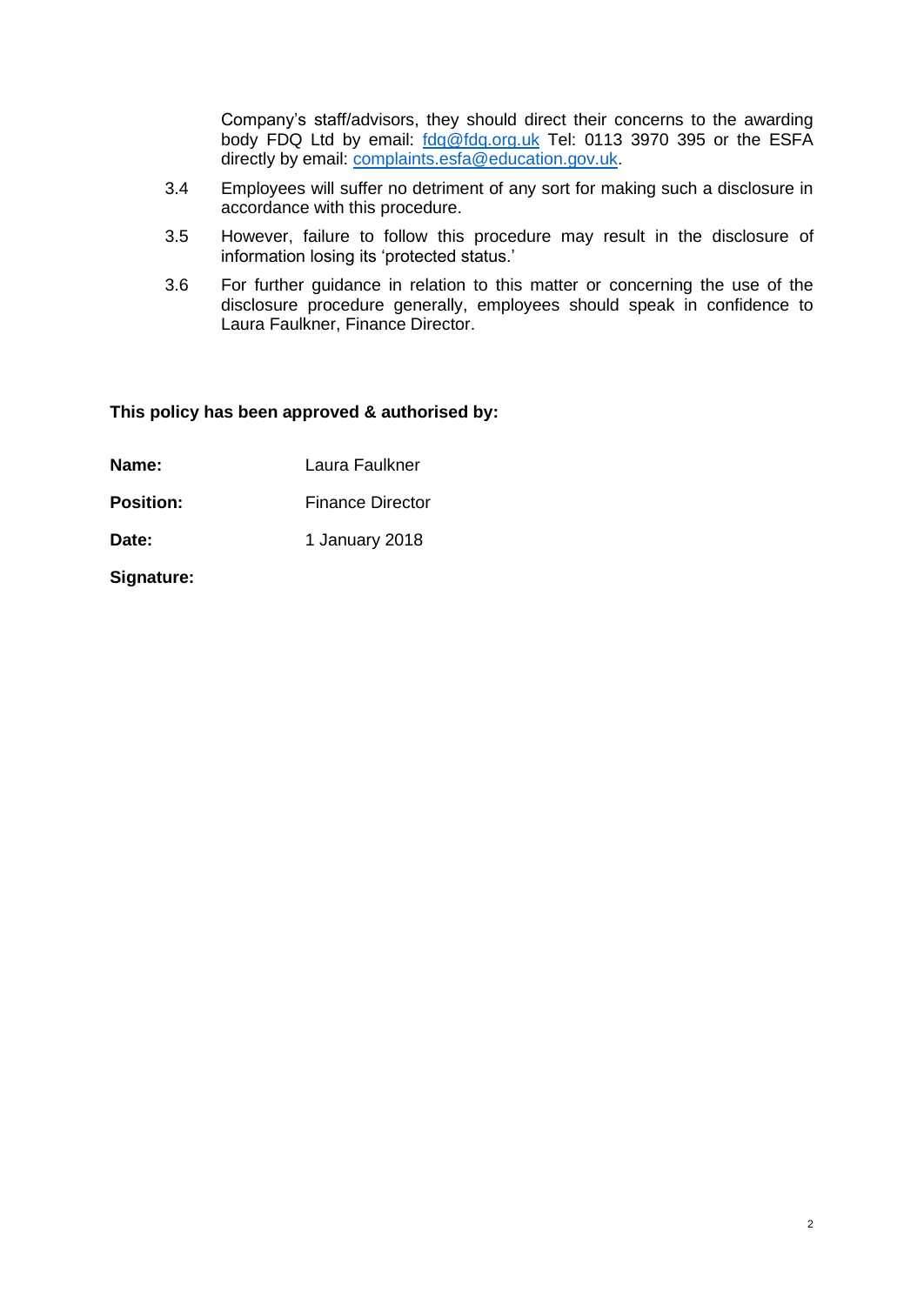Company's staff/advisors, they should direct their concerns to the awarding body FDQ Ltd by email: fdq@fdq.org.uk Tel: 0113 3970 395 or the ESFA directly by email: complaints.esfa@education.gov.uk.

3.4 Employees will suffer no detriment of any sort for making such a disclosure in accordance with this procedure.

3.5 However, failure to follow this procedure may result in the disclosure of information losing its 'protected status.'

3.6 For further guidance in relation to this matter or concerning the use of the disclosure procedure generally, employees should speak in confidence to Laura Faulkner, Finance Director.

**This policy has been approved & authorised by:**

**Name:** Laura Faulkner

**Position:** Finance Director

**Date:** 1 January 2018

**Signature:**